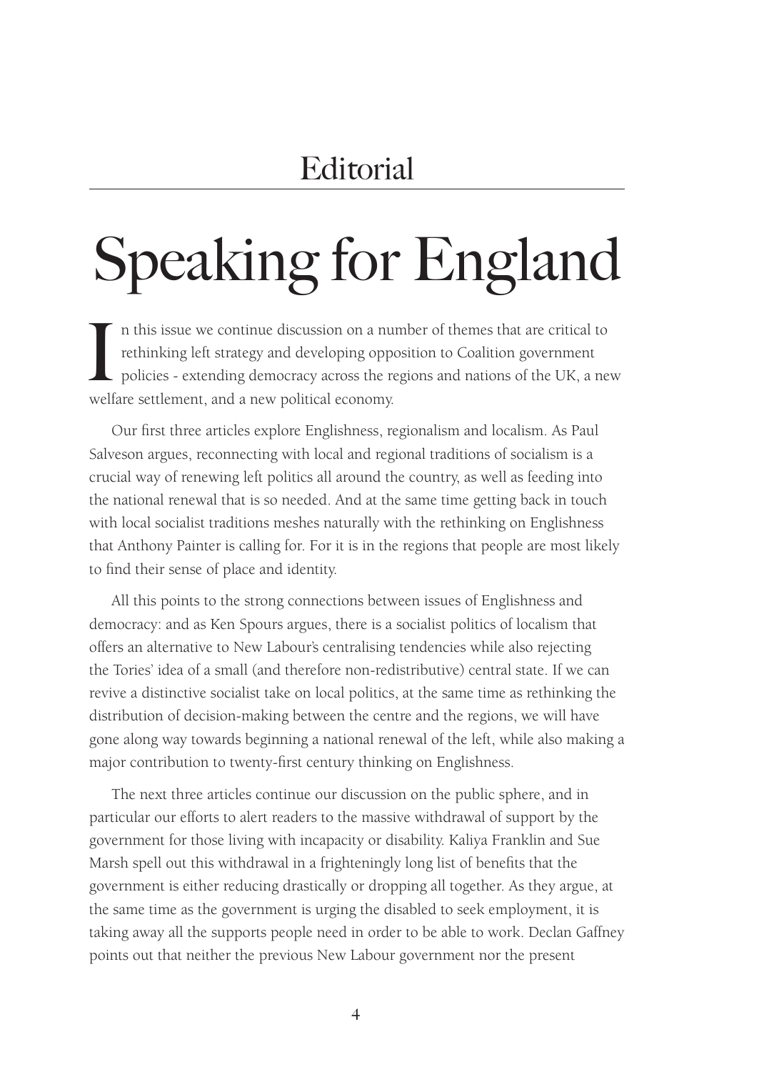## Editorial

# Speaking for England

In this issue we continue discussion on a number of themes that are critical to rethinking left strategy and developing opposition to Coalition government policies - extending democracy across the regions and nations of the UK, a new welfare settlement, and a new political economy.

Our first three articles explore Englishness, regionalism and localism. As Paul Salveson argues, reconnecting with local and regional traditions of socialism is a crucial way of renewing left politics all around the country, as well as feeding into the national renewal that is so needed. And at the same time getting back in touch with local socialist traditions meshes naturally with the rethinking on Englishness that Anthony Painter is calling for. For it is in the regions that people are most likely to find their sense of place and identity.

All this points to the strong connections between issues of Englishness and democracy: and as Ken Spours argues, there is a socialist politics of localism that offers an alternative to New Labour's centralising tendencies while also rejecting the Tories' idea of a small (and therefore non-redistributive) central state. If we can revive a distinctive socialist take on local politics, at the same time as rethinking the distribution of decision-making between the centre and the regions, we will have gone along way towards beginning a national renewal of the left, while also making a major contribution to twenty-first century thinking on Englishness.

The next three articles continue our discussion on the public sphere, and in particular our efforts to alert readers to the massive withdrawal of support by the government for those living with incapacity or disability. Kaliya Franklin and Sue Marsh spell out this withdrawal in a frighteningly long list of benefits that the government is either reducing drastically or dropping all together. As they argue, at the same time as the government is urging the disabled to seek employment, it is taking away all the supports people need in order to be able to work. Declan Gaffney points out that neither the previous New Labour government nor the present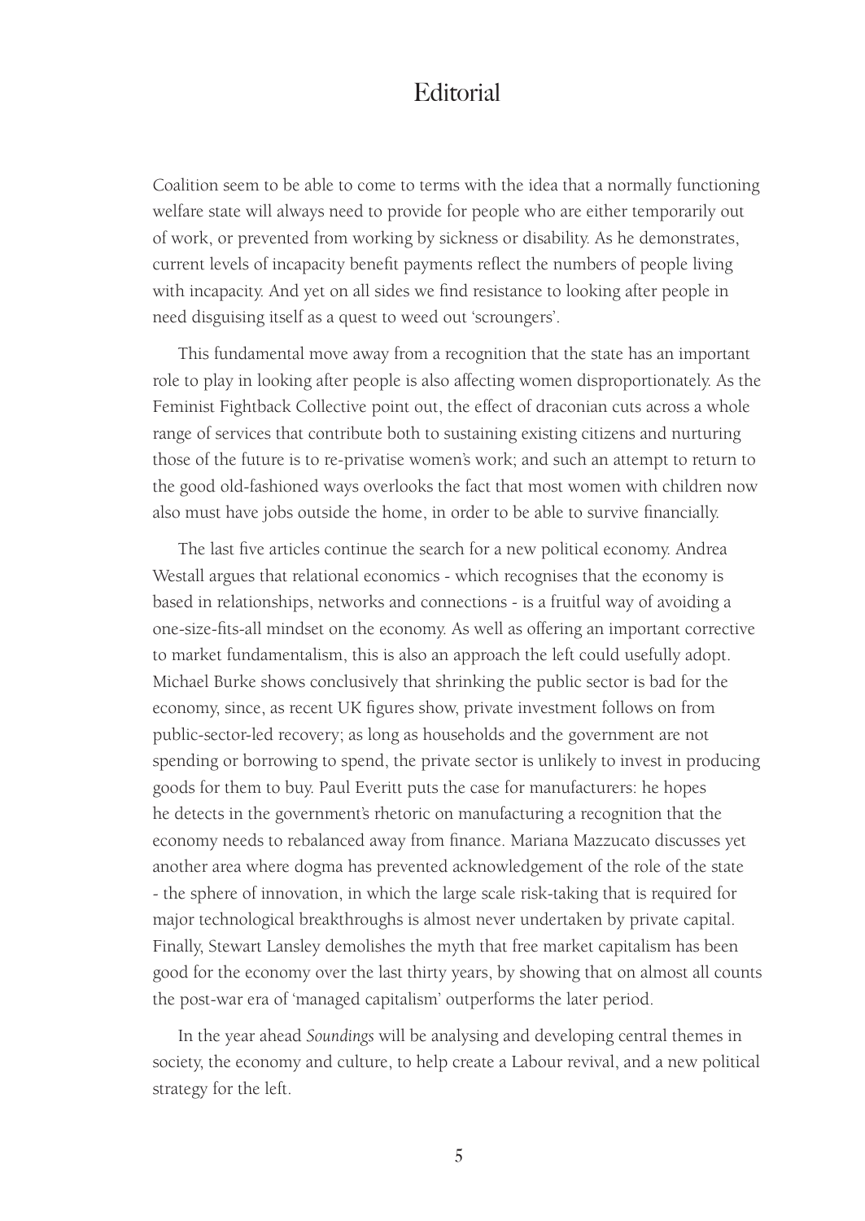Coalition seem to be able to come to terms with the idea that a normally functioning welfare state will always need to provide for people who are either temporarily out of work, or prevented from working by sickness or disability. As he demonstrates, current levels of incapacity benefit payments reflect the numbers of people living with incapacity. And yet on all sides we find resistance to looking after people in need disguising itself as a quest to weed out 'scroungers'.

This fundamental move away from a recognition that the state has an important role to play in looking after people is also affecting women disproportionately. As the Feminist Fightback Collective point out, the effect of draconian cuts across a whole range of services that contribute both to sustaining existing citizens and nurturing those of the future is to re-privatise women's work; and such an attempt to return to the good old-fashioned ways overlooks the fact that most women with children now also must have jobs outside the home, in order to be able to survive financially.

The last five articles continue the search for a new political economy. Andrea Westall argues that relational economics - which recognises that the economy is based in relationships, networks and connections - is a fruitful way of avoiding a one-size-fits-all mindset on the economy. As well as offering an important corrective to market fundamentalism, this is also an approach the left could usefully adopt. Michael Burke shows conclusively that shrinking the public sector is bad for the economy, since, as recent UK figures show, private investment follows on from public-sector-led recovery; as long as households and the government are not spending or borrowing to spend, the private sector is unlikely to invest in producing goods for them to buy. Paul Everitt puts the case for manufacturers: he hopes he detects in the government's rhetoric on manufacturing a recognition that the economy needs to rebalanced away from finance. Mariana Mazzucato discusses yet another area where dogma has prevented acknowledgement of the role of the state - the sphere of innovation, in which the large scale risk-taking that is required for major technological breakthroughs is almost never undertaken by private capital. Finally, Stewart Lansley demolishes the myth that free market capitalism has been good for the economy over the last thirty years, by showing that on almost all counts the post-war era of 'managed capitalism' outperforms the later period.

In the year ahead *Soundings* will be analysing and developing central themes in society, the economy and culture, to help create a Labour revival, and a new political strategy for the left.